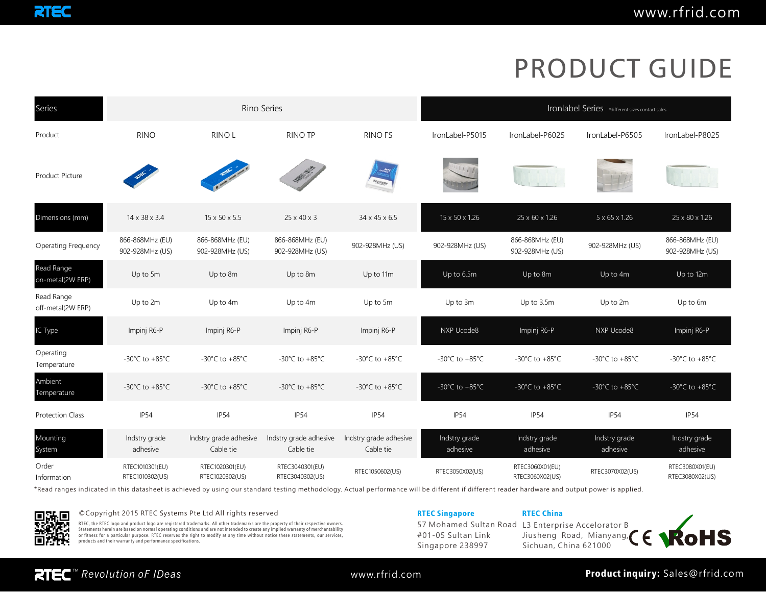# PRODUCT GUIDE

| Series | Rino Series | | | | Ironlabel Series *different sizes contact sales | | | |
|---|---|---|---|---|---|---|---|---|
| Product | RINO | RINO L | RINO TP | RINO FS | IronLabel-P5015 | IronLabel-P6025 | IronLabel-P6505 | IronLabel-P8025 |
| Product Picture | | | | | | | | |
| Dimensions (mm) | 14 x 38 x 3.4 | 15 x 50 x 5.5 | 25 x 40 x 3 | 34 x 45 x 6.5 | 15 x 50 x 1.26 | 25 x 60 x 1.26 | 5 x 65 x 1.26 | 25 x 80 x 1.26 |
| Operating Frequency | 866-868MHz (EU) 902-928MHz (US) | 866-868MHz (EU) 902-928MHz (US) | 866-868MHz (EU) 902-928MHz (US) | 902-928MHz (US) | 902-928MHz (US) | 866-868MHz (EU) 902-928MHz (US) | 902-928MHz (US) | 866-868MHz (EU) 902-928MHz (US) |
| Read Range on-metal(2W ERP) | Up to 5m | Up to 8m | Up to 8m | Up to 11m | Up to 6.5m | Up to 8m | Up to 4m | Up to 12m |
| Read Range off-metal(2W ERP) | Up to 2m | Up to 4m | Up to 4m | Up to 5m | Up to 3m | Up to 3.5m | Up to 2m | Up to 6m |
| IC Type | Impinj R6-P | Impinj R6-P | Impinj R6-P | Impinj R6-P | NXP Ucode8 | Impinj R6-P | NXP Ucode8 | Impinj R6-P |
| Operating Temperature | -30°C to +85°C | -30°C to +85°C | -30°C to +85°C | -30°C to +85°C | -30°C to +85°C | -30°C to +85°C | -30°C to +85°C | -30°C to +85°C |
| Ambient Temperature | -30°C to +85°C | -30°C to +85°C | -30°C to +85°C | -30°C to +85°C | -30°C to +85°C | -30°C to +85°C | -30°C to +85°C | -30°C to +85°C |
| Protection Class | IP54 | IP54 | IP54 | IP54 | IP54 | IP54 | IP54 | IP54 |
| Mounting System | Indstry grade adhesive | Indstry grade adhesive Cable tie | Indstry grade adhesive Cable tie | Indstry grade adhesive Cable tie | Indstry grade adhesive | Indstry grade adhesive | Indstry grade adhesive | Indstry grade adhesive |
| Order Information | RTEC1010301(EU) RTEC1010302(US) | RTEC1020301(EU) RTEC1020302(US) | RTEC3040301(EU) RTEC3040302(US) | RTEC1050602(US) | RTEC3050X02(US) | RTEC3060X01(EU) RTEC3060X02(US) | RTEC3070X02(US) | RTEC3080X01(EU) RTEC3080X02(US) |

*Read ranges indicated in this datasheet is achieved by using our standard testing methodology. Actual performance will be different if different reader hardware and output power is applied.

©Copyright 2015 RTEC Systems Pte Ltd All rights reserved

RTEC, the RTEC logo and product logo are registered trademarks. All other trademarks are the property of their respective owners. Statements herein are based on normal operating conditions and are not intended to create any implied warranty of merchantability or fitness for a particular purpose. RTEC reserves the right to modify at any time without notice these statements, our services, products and their warranty and performance specifications.

**RTEC Singapore**
57 Mohamed Sultan Road
#01-05 Sultan Link
Singapore 238997

**RTEC China**
L3 Enterprise Accelorator B
Jiusheng Road, Mianyang,
Sichuan, China 621000

CE RoHS

RTEC™ *Revolution oF IDeas*

www.rfrid.com

**Product inquiry:** Sales@rfrid.com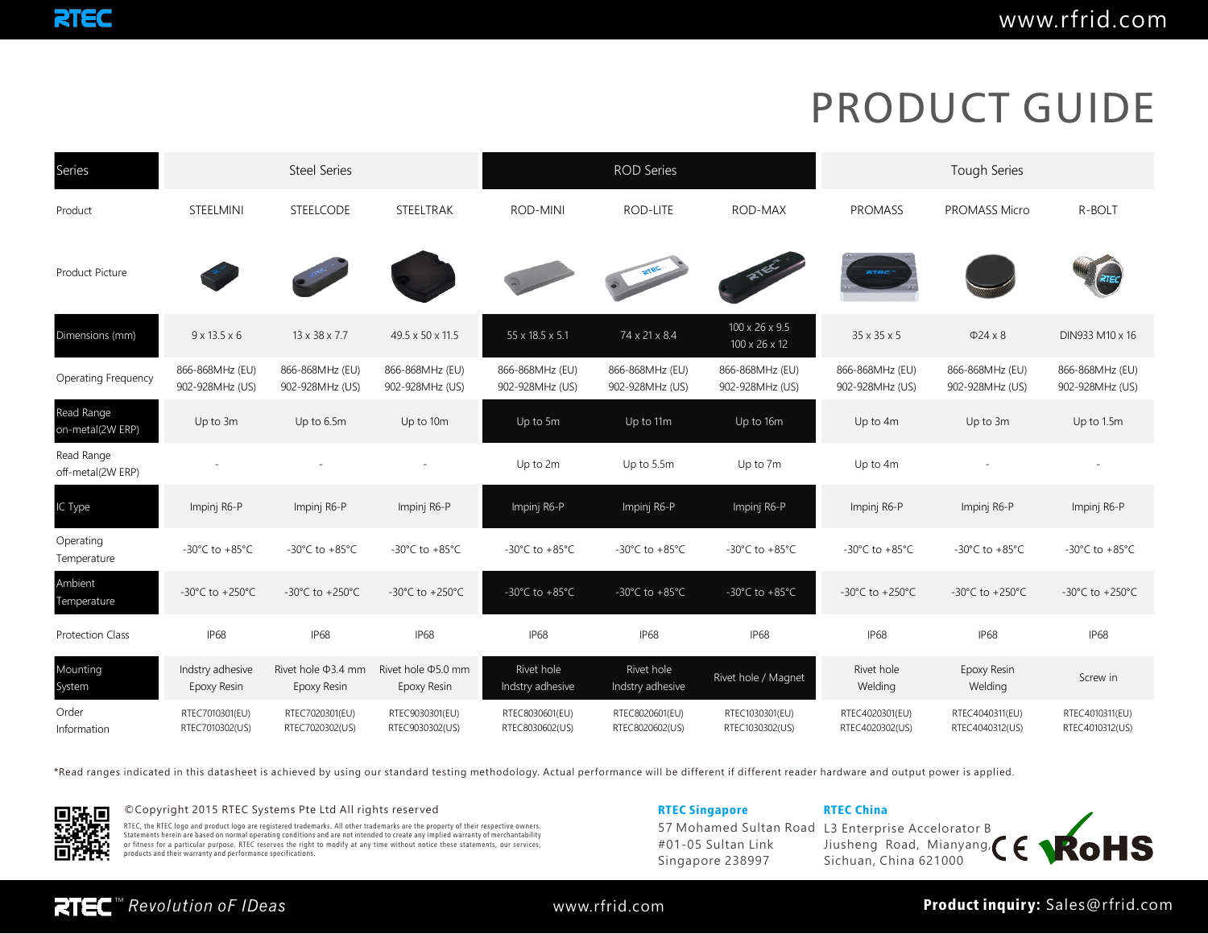# PRODUCT GUIDE

| Series | Steel Series | | | ROD Series | | | Tough Series | | |
|---|---|---|---|---|---|---|---|---|---|
| Product | STEELMINI | STEELCODE | STEELTRAK | ROD-MINI | ROD-LITE | ROD-MAX | PROMASS | PROMASS Micro | R-BOLT |
| Product Picture | | | | | | | | | |
| Dimensions (mm) | 9 x 13.5 x 6 | 13 x 38 x 7.7 | 49.5 x 50 x 11.5 | 55 x 18.5 x 5.1 | 74 x 21 x 8.4 | 100 x 26 x 9.5<br>100 x 26 x 12 | 35 x 35 x 5 | Φ24 x 8 | DIN933 M10 x 16 |
| Operating Frequency | 866-868MHz (EU)<br>902-928MHz (US) | 866-868MHz (EU)<br>902-928MHz (US) | 866-868MHz (EU)<br>902-928MHz (US) | 866-868MHz (EU)<br>902-928MHz (US) | 866-868MHz (EU)<br>902-928MHz (US) | 866-868MHz (EU)<br>902-928MHz (US) | 866-868MHz (EU)<br>902-928MHz (US) | 866-868MHz (EU)<br>902-928MHz (US) | 866-868MHz (EU)<br>902-928MHz (US) |
| Read Range on-metal(2W ERP) | Up to 3m | Up to 6.5m | Up to 10m | Up to 5m | Up to 11m | Up to 16m | Up to 4m | Up to 3m | Up to 1.5m |
| Read Range off-metal(2W ERP) | - | - | - | Up to 2m | Up to 5.5m | Up to 7m | Up to 4m | - | - |
| IC Type | Impinj R6-P | Impinj R6-P | Impinj R6-P | Impinj R6-P | Impinj R6-P | Impinj R6-P | Impinj R6-P | Impinj R6-P | Impinj R6-P |
| Operating Temperature | -30°C to +85°C | -30°C to +85°C | -30°C to +85°C | -30°C to +85°C | -30°C to +85°C | -30°C to +85°C | -30°C to +85°C | -30°C to +85°C | -30°C to +85°C |
| Ambient Temperature | -30°C to +250°C | -30°C to +250°C | -30°C to +250°C | -30°C to +85°C | -30°C to +85°C | -30°C to +85°C | -30°C to +250°C | -30°C to +250°C | -30°C to +250°C |
| Protection Class | IP68 | IP68 | IP68 | IP68 | IP68 | IP68 | IP68 | IP68 | IP68 |
| Mounting System | Indstry adhesive<br>Epoxy Resin | Rivet hole Φ3.4 mm<br>Epoxy Resin | Rivet hole Φ5.0 mm<br>Epoxy Resin | Rivet hole<br>Indstry adhesive | Rivet hole<br>Indstry adhesive | Rivet hole / Magnet | Rivet hole<br>Welding | Epoxy Resin<br>Welding | Screw in |
| Order Information | RTEC7010301(EU)<br>RTEC7010302(US) | RTEC7020301(EU)<br>RTEC7020302(US) | RTEC9030301(EU)<br>RTEC9030302(US) | RTEC8030601(EU)<br>RTEC8030602(US) | RTEC8020601(EU)<br>RTEC8020602(US) | RTEC1030301(EU)<br>RTEC1030302(US) | RTEC4020301(EU)<br>RTEC4020302(US) | RTEC4040311(EU)<br>RTEC4040312(US) | RTEC4010311(EU)<br>RTEC4010312(US) |

*Read ranges indicated in this datasheet is achieved by using our standard testing methodology. Actual performance will be different if different reader hardware and output power is applied.

©Copyright 2015 RTEC Systems Pte Ltd All rights reserved

RTEC, the RTEC logo and product logo are registered trademarks. All other trademarks are the property of their respective owners. Statements herein are based on normal operating conditions and are not intended to create any implied warranty of merchantability or fitness for a particular purpose. RTEC reserves the right to modify at any time without notice these statements, our services, products and their warranty and performance specifications.

**RTEC Singapore**
57 Mohamed Sultan Road
#01-05 Sultan Link
Singapore 238997

**RTEC China**
L3 Enterprise Accelorator B
Jiusheng Road, Mianyang,
Sichuan, China 621000

RTEC™ *Revolution oF IDeas*

www.rfrid.com

**Product inquiry:** Sales@rfrid.com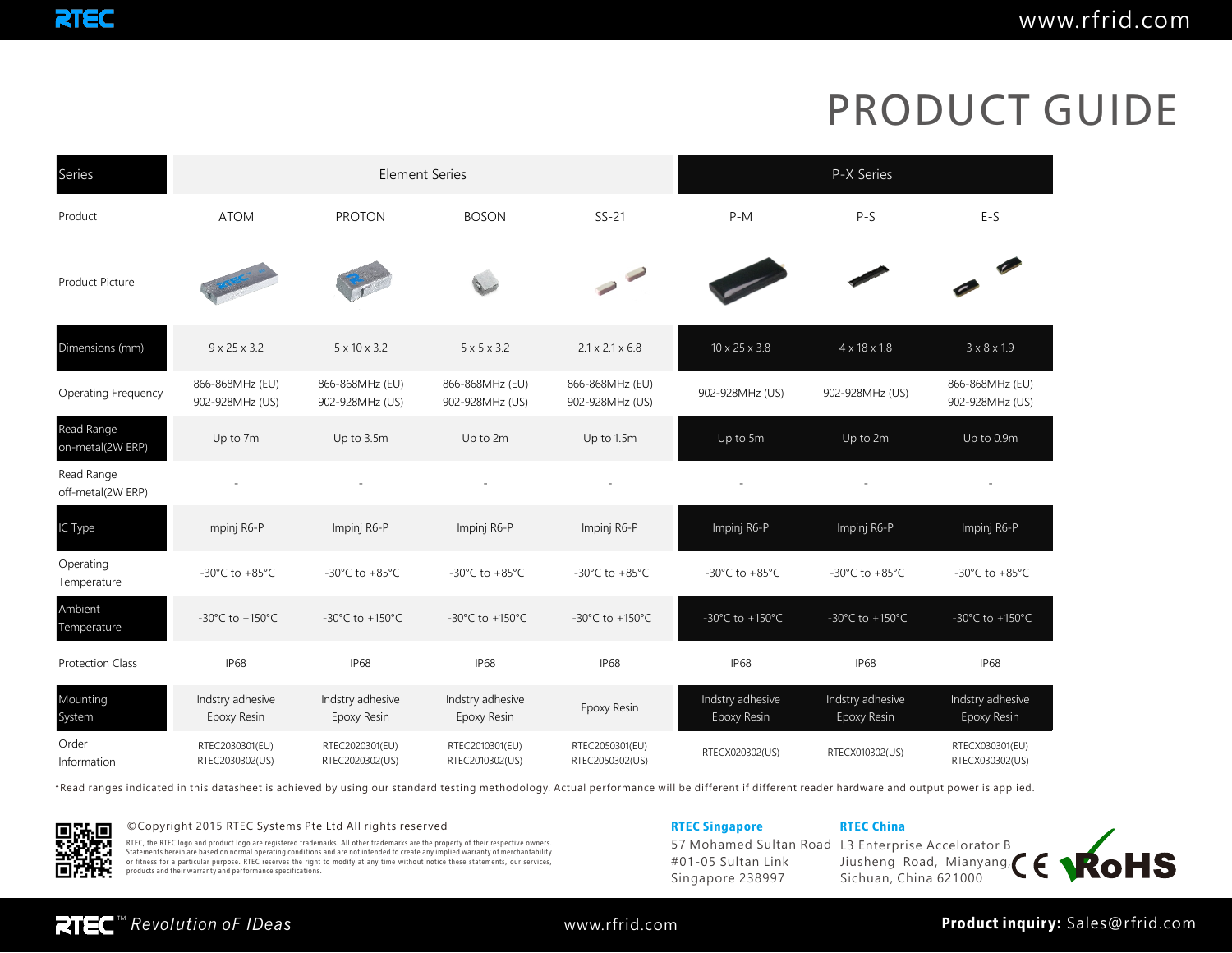# PRODUCT GUIDE

| Series | Element Series | | | | P-X Series | | |
|---|---|---|---|---|---|---|---|
| Product | ATOM | PROTON | BOSON | SS-21 | P-M | P-S | E-S |
| Product Picture | | | | | | | |
| Dimensions (mm) | 9 x 25 x 3.2 | 5 x 10 x 3.2 | 5 x 5 x 3.2 | 2.1 x 2.1 x 6.8 | 10 x 25 x 3.8 | 4 x 18 x 1.8 | 3 x 8 x 1.9 |
| Operating Frequency | 866-868MHz (EU) 902-928MHz (US) | 866-868MHz (EU) 902-928MHz (US) | 866-868MHz (EU) 902-928MHz (US) | 866-868MHz (EU) 902-928MHz (US) | 902-928MHz (US) | 902-928MHz (US) | 866-868MHz (EU) 902-928MHz (US) |
| Read Range on-metal(2W ERP) | Up to 7m | Up to 3.5m | Up to 2m | Up to 1.5m | Up to 5m | Up to 2m | Up to 0.9m |
| Read Range off-metal(2W ERP) | - | - | - | - | - | - | - |
| IC Type | Impinj R6-P | Impinj R6-P | Impinj R6-P | Impinj R6-P | Impinj R6-P | Impinj R6-P | Impinj R6-P |
| Operating Temperature | -30°C to +85°C | -30°C to +85°C | -30°C to +85°C | -30°C to +85°C | -30°C to +85°C | -30°C to +85°C | -30°C to +85°C |
| Ambient Temperature | -30°C to +150°C | -30°C to +150°C | -30°C to +150°C | -30°C to +150°C | -30°C to +150°C | -30°C to +150°C | -30°C to +150°C |
| Protection Class | IP68 | IP68 | IP68 | IP68 | IP68 | IP68 | IP68 |
| Mounting System | Indstry adhesive Epoxy Resin | Indstry adhesive Epoxy Resin | Indstry adhesive Epoxy Resin | Epoxy Resin | Indstry adhesive Epoxy Resin | Indstry adhesive Epoxy Resin | Indstry adhesive Epoxy Resin |
| Order Information | RTEC2030301(EU) RTEC2030302(US) | RTEC2020301(EU) RTEC2020302(US) | RTEC2010301(EU) RTEC2010302(US) | RTEC2050301(EU) RTEC2050302(US) | RTECX020302(US) | RTECX010302(US) | RTECX030301(EU) RTECX030302(US) |

*Read ranges indicated in this datasheet is achieved by using our standard testing methodology. Actual performance will be different if different reader hardware and output power is applied.

©Copyright 2015 RTEC Systems Pte Ltd All rights reserved

RTEC, the RTEC logo and product logo are registered trademarks. All other trademarks are the property of their respective owners. Statements herein are based on normal operating conditions and are not intended to create any implied warranty of merchantability or fitness for a particular purpose. RTEC reserves the right to modify at any time without notice these statements, our services, products and their warranty and performance specifications.

**RTEC Singapore**
57 Mohamed Sultan Road
#01-05 Sultan Link
Singapore 238997

**RTEC China**
L3 Enterprise Accelorator B
Jiusheng Road, Mianyang,
Sichuan, China 621000

RTEC™ *Revolution oF IDeas*

www.rfrid.com

**Product inquiry:** Sales@rfrid.com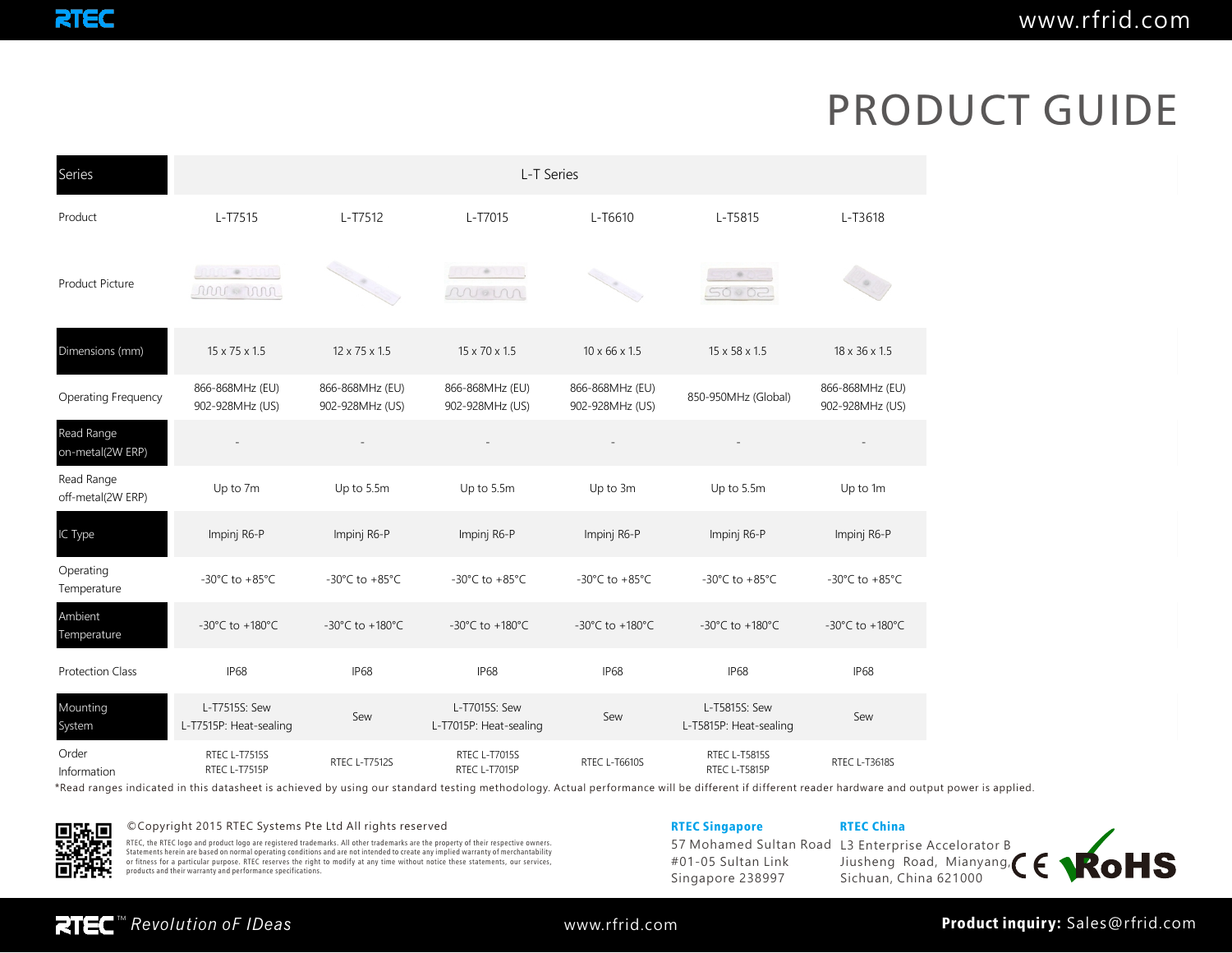# PRODUCT GUIDE

| Series | L-T Series | | | | | |
|---|---|---|---|---|---|---|
| Product | L-T7515 | L-T7512 | L-T7015 | L-T6610 | L-T5815 | L-T3618 |
| Product Picture | | | | | | |
| Dimensions (mm) | 15 x 75 x 1.5 | 12 x 75 x 1.5 | 15 x 70 x 1.5 | 10 x 66 x 1.5 | 15 x 58 x 1.5 | 18 x 36 x 1.5 |
| Operating Frequency | 866-868MHz (EU) 902-928MHz (US) | 866-868MHz (EU) 902-928MHz (US) | 866-868MHz (EU) 902-928MHz (US) | 866-868MHz (EU) 902-928MHz (US) | 850-950MHz (Global) | 866-868MHz (EU) 902-928MHz (US) |
| Read Range on-metal(2W ERP) | - | - | - | - | - | - |
| Read Range off-metal(2W ERP) | Up to 7m | Up to 5.5m | Up to 5.5m | Up to 3m | Up to 5.5m | Up to 1m |
| IC Type | Impinj R6-P | Impinj R6-P | Impinj R6-P | Impinj R6-P | Impinj R6-P | Impinj R6-P |
| Operating Temperature | -30°C to +85°C | -30°C to +85°C | -30°C to +85°C | -30°C to +85°C | -30°C to +85°C | -30°C to +85°C |
| Ambient Temperature | -30°C to +180°C | -30°C to +180°C | -30°C to +180°C | -30°C to +180°C | -30°C to +180°C | -30°C to +180°C |
| Protection Class | IP68 | IP68 | IP68 | IP68 | IP68 | IP68 |
| Mounting System | L-T7515S: Sew L-T7515P: Heat-sealing | Sew | L-T7015S: Sew L-T7015P: Heat-sealing | Sew | L-T5815S: Sew L-T5815P: Heat-sealing | Sew |
| Order Information | RTEC L-T7515S RTEC L-T7515P | RTEC L-T7512S | RTEC L-T7015S RTEC L-T7015P | RTEC L-T6610S | RTEC L-T5815S RTEC L-T5815P | RTEC L-T3618S |

*Read ranges indicated in this datasheet is achieved by using our standard testing methodology. Actual performance will be different if different reader hardware and output power is applied.

©Copyright 2015 RTEC Systems Pte Ltd All rights reserved

RTEC, the RTEC logo and product logo are registered trademarks. All other trademarks are the property of their respective owners. Statements herein are based on normal operating conditions and are not intended to create any implied warranty of merchantability or fitness for a particular purpose. RTEC reserves the right to modify at any time without notice these statements, our services, products and their warranty and performance specifications.

**RTEC Singapore**
57 Mohamed Sultan Road
#01-05 Sultan Link
Singapore 238997

**RTEC China**
L3 Enterprise Accelorator B
Jiusheng Road, Mianyang,
Sichuan, China 621000

RTEC™ *Revolution oF IDeas*

www.rfrid.com

**Product inquiry:** Sales@rfrid.com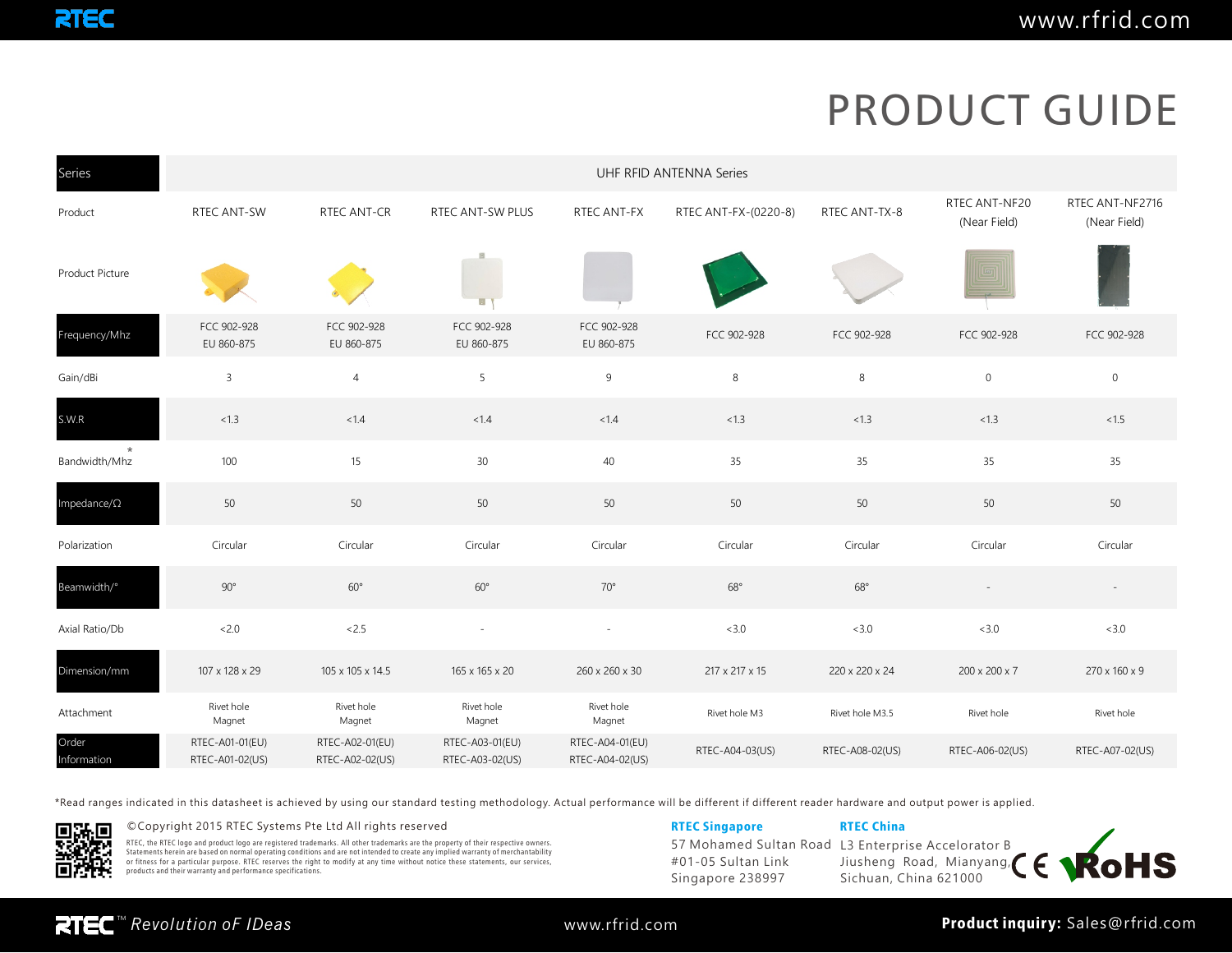# PRODUCT GUIDE

| Series | UHF RFID ANTENNA Series | | | | | | | |
|---|---|---|---|---|---|---|---|---|
| Product | RTEC ANT-SW | RTEC ANT-CR | RTEC ANT-SW PLUS | RTEC ANT-FX | RTEC ANT-FX-(0220-8) | RTEC ANT-TX-8 | RTEC ANT-NF20 (Near Field) | RTEC ANT-NF2716 (Near Field) |
| Product Picture | | | | | | | | |
| Frequency/Mhz | FCC 902-928 EU 860-875 | FCC 902-928 EU 860-875 | FCC 902-928 EU 860-875 | FCC 902-928 EU 860-875 | FCC 902-928 | FCC 902-928 | FCC 902-928 | FCC 902-928 |
| Gain/dBi | 3 | 4 | 5 | 9 | 8 | 8 | 0 | 0 |
| S.W.R | <1.3 | <1.4 | <1.4 | <1.4 | <1.3 | <1.3 | <1.3 | <1.5 |
| Bandwidth/Mhz* | 100 | 15 | 30 | 40 | 35 | 35 | 35 | 35 |
| Impedance/Ω | 50 | 50 | 50 | 50 | 50 | 50 | 50 | 50 |
| Polarization | Circular | Circular | Circular | Circular | Circular | Circular | Circular | Circular |
| Beamwidth/° | 90° | 60° | 60° | 70° | 68° | 68° | - | - |
| Axial Ratio/Db | <2.0 | <2.5 | - | - | <3.0 | <3.0 | <3.0 | <3.0 |
| Dimension/mm | 107 x 128 x 29 | 105 x 105 x 14.5 | 165 x 165 x 20 | 260 x 260 x 30 | 217 x 217 x 15 | 220 x 220 x 24 | 200 x 200 x 7 | 270 x 160 x 9 |
| Attachment | Rivet hole Magnet | Rivet hole Magnet | Rivet hole Magnet | Rivet hole Magnet | Rivet hole M3 | Rivet hole M3.5 | Rivet hole | Rivet hole |
| Order Information | RTEC-A01-01(EU) RTEC-A01-02(US) | RTEC-A02-01(EU) RTEC-A02-02(US) | RTEC-A03-01(EU) RTEC-A03-02(US) | RTEC-A04-01(EU) RTEC-A04-02(US) | RTEC-A04-03(US) | RTEC-A08-02(US) | RTEC-A06-02(US) | RTEC-A07-02(US) |

*Read ranges indicated in this datasheet is achieved by using our standard testing methodology. Actual performance will be different if different reader hardware and output power is applied.

©Copyright 2015 RTEC Systems Pte Ltd All rights reserved

RTEC, the RTEC logo and product logo are registered trademarks. All other trademarks are the property of their respective owners. Statements herein are based on normal operating conditions and are not intended to create any implied warranty of merchantability or fitness for a particular purpose. RTEC reserves the right to modify at any time without notice these statements, our services, products and their warranty and performance specifications.

**RTEC Singapore**
57 Mohamed Sultan Road
#01-05 Sultan Link
Singapore 238997

**RTEC China**
L3 Enterprise Accelorator B
Jiusheng Road, Mianyang,
Sichuan, China 621000

RTEC™ *Revolution oF IDeas*

www.rfrid.com

**Product inquiry:** Sales@rfrid.com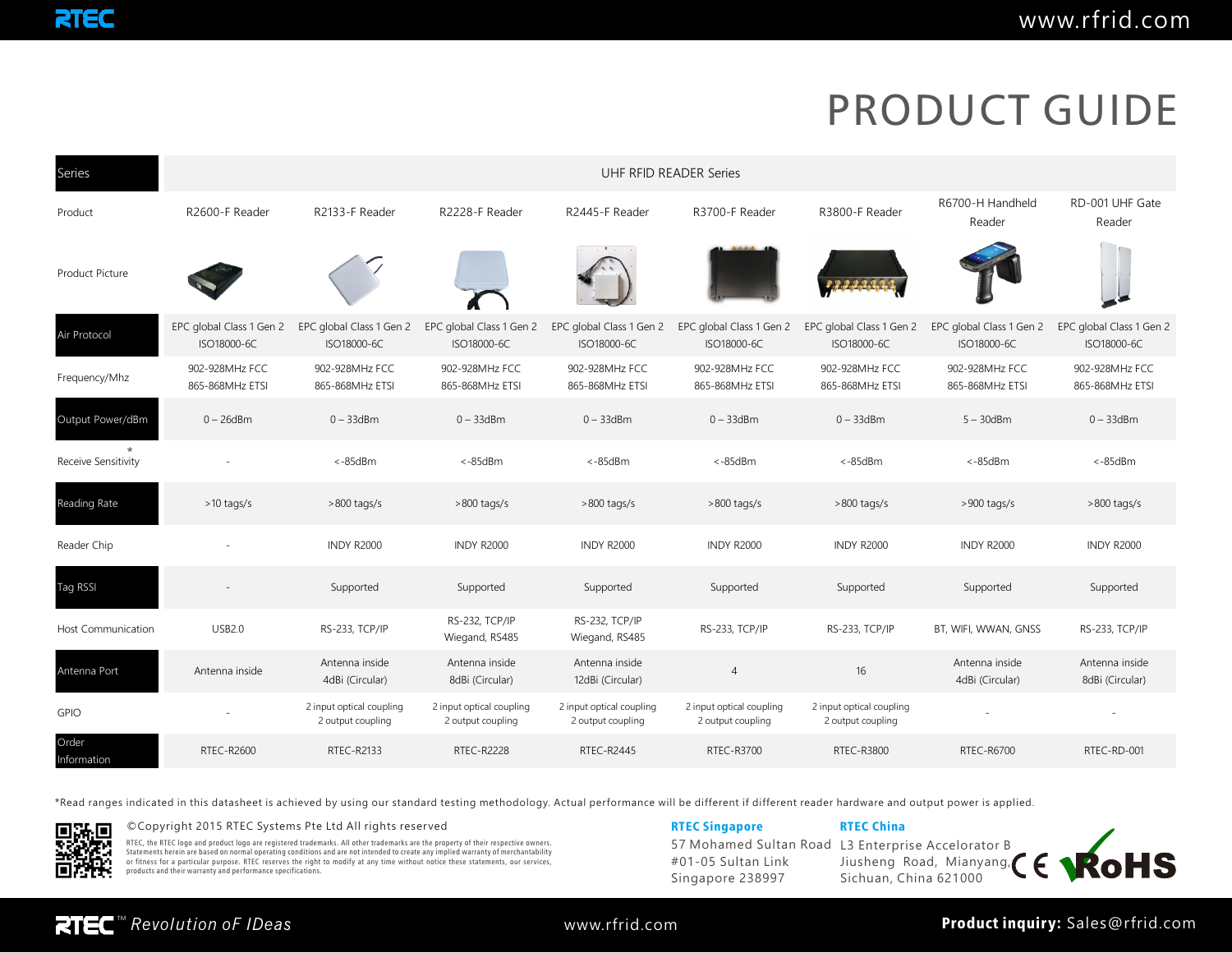# PRODUCT GUIDE

| Series | UHF RFID READER Series | | | | | | | |
|---|---|---|---|---|---|---|---|---|
| Product | R2600-F Reader | R2133-F Reader | R2228-F Reader | R2445-F Reader | R3700-F Reader | R3800-F Reader | R6700-H Handheld Reader | RD-001 UHF Gate Reader |
| Product Picture | | | | | | | | |
| Air Protocol | EPC global Class 1 Gen 2 ISO18000-6C | EPC global Class 1 Gen 2 ISO18000-6C | EPC global Class 1 Gen 2 ISO18000-6C | EPC global Class 1 Gen 2 ISO18000-6C | EPC global Class 1 Gen 2 ISO18000-6C | EPC global Class 1 Gen 2 ISO18000-6C | EPC global Class 1 Gen 2 ISO18000-6C | EPC global Class 1 Gen 2 ISO18000-6C |
| Frequency/Mhz | 902-928MHz FCC 865-868MHz ETSI | 902-928MHz FCC 865-868MHz ETSI | 902-928MHz FCC 865-868MHz ETSI | 902-928MHz FCC 865-868MHz ETSI | 902-928MHz FCC 865-868MHz ETSI | 902-928MHz FCC 865-868MHz ETSI | 902-928MHz FCC 865-868MHz ETSI | 902-928MHz FCC 865-868MHz ETSI |
| Output Power/dBm | 0 – 26dBm | 0 – 33dBm | 0 – 33dBm | 0 – 33dBm | 0 – 33dBm | 0 – 33dBm | 5 – 30dBm | 0 – 33dBm |
| Receive Sensitivity * | - | <-85dBm | <-85dBm | <-85dBm | <-85dBm | <-85dBm | <-85dBm | <-85dBm |
| Reading Rate | >10 tags/s | >800 tags/s | >800 tags/s | >800 tags/s | >800 tags/s | >800 tags/s | >900 tags/s | >800 tags/s |
| Reader Chip | - | INDY R2000 | INDY R2000 | INDY R2000 | INDY R2000 | INDY R2000 | INDY R2000 | INDY R2000 |
| Tag RSSI | - | Supported | Supported | Supported | Supported | Supported | Supported | Supported |
| Host Communication | USB2.0 | RS-233, TCP/IP | RS-232, TCP/IP Wiegand, RS485 | RS-232, TCP/IP Wiegand, RS485 | RS-233, TCP/IP | RS-233, TCP/IP | BT, WIFI, WWAN, GNSS | RS-233, TCP/IP |
| Antenna Port | Antenna inside | Antenna inside 4dBi (Circular) | Antenna inside 8dBi (Circular) | Antenna inside 12dBi (Circular) | 4 | 16 | Antenna inside 4dBi (Circular) | Antenna inside 8dBi (Circular) |
| GPIO | - | 2 input optical coupling 2 output coupling | 2 input optical coupling 2 output coupling | 2 input optical coupling 2 output coupling | 2 input optical coupling 2 output coupling | 2 input optical coupling 2 output coupling | - | - |
| Order Information | RTEC-R2600 | RTEC-R2133 | RTEC-R2228 | RTEC-R2445 | RTEC-R3700 | RTEC-R3800 | RTEC-R6700 | RTEC-RD-001 |

*Read ranges indicated in this datasheet is achieved by using our standard testing methodology. Actual performance will be different if different reader hardware and output power is applied.

©Copyright 2015 RTEC Systems Pte Ltd All rights reserved

RTEC, the RTEC logo and product logo are registered trademarks. All other trademarks are the property of their respective owners. Statements herein are based on normal operating conditions and are not intended to create any implied warranty of merchantability or fitness for a particular purpose. RTEC reserves the right to modify at any time without notice these statements, our services, products and their warranty and performance specifications.

**RTEC Singapore**
57 Mohamed Sultan Road
#01-05 Sultan Link
Singapore 238997

**RTEC China**
L3 Enterprise Accelorator B
Jiusheng Road, Mianyang,
Sichuan, China 621000

RTEC™ *Revolution oF IDeas*

www.rfrid.com

**Product inquiry:** Sales@rfrid.com